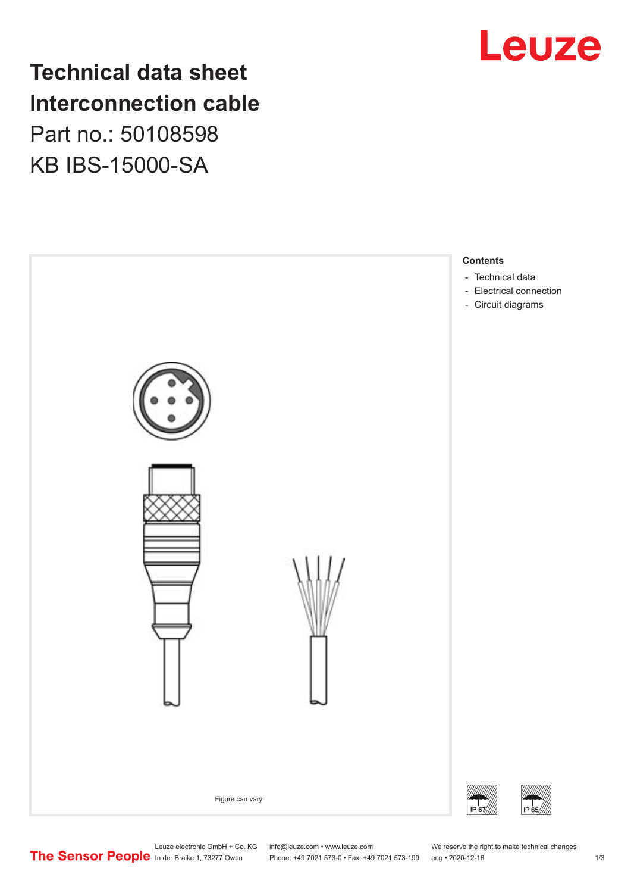# Technical data sheet
# Interconnection cable

Part no.: 50108598

KB IBS-15000-SA

**Contents**

- Technical data
- Electrical connection
- Circuit diagrams

Figure can vary

IP 67 IP 65

Leuze electronic GmbH + Co. KG
In der Braike 1, 73277 Owen

info@leuze.com • www.leuze.com
Phone: +49 7021 573-0 • Fax: +49 7021 573-199

We reserve the right to make technical changes
eng • 2020-12-16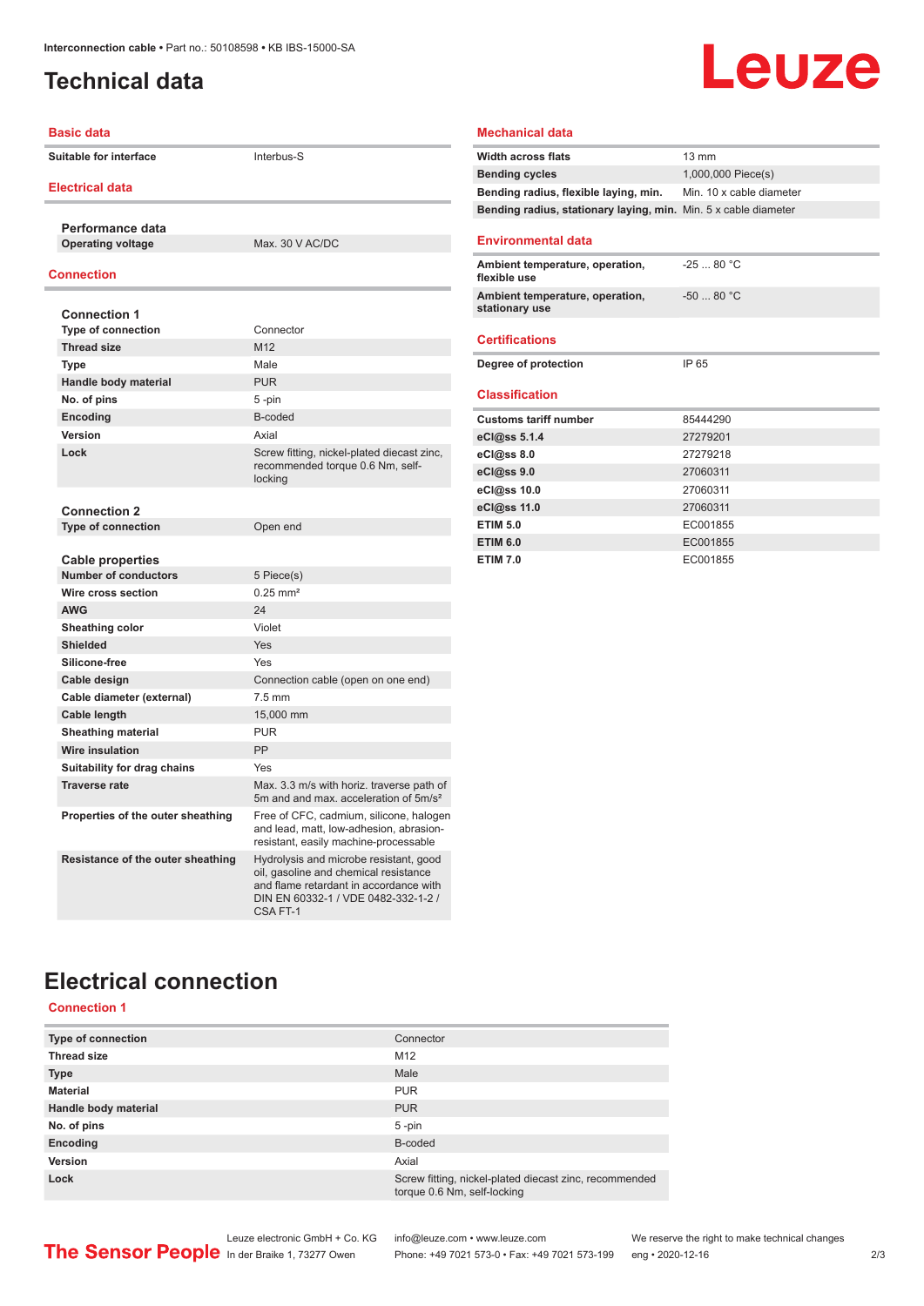# Technical data

## Basic data

| | |
|---|---|
| Suitable for interface | Interbus-S |

## Electrical data

**Performance data**

| | |
|---|---|
| Operating voltage | Max. 30 V AC/DC |

## Connection

**Connection 1**

| | |
|---|---|
| Type of connection | Connector |
| Thread size | M12 |
| Type | Male |
| Handle body material | PUR |
| No. of pins | 5 -pin |
| Encoding | B-coded |
| Version | Axial |
| Lock | Screw fitting, nickel-plated diecast zinc, recommended torque 0.6 Nm, self-locking |

**Connection 2**

| | |
|---|---|
| Type of connection | Open end |

**Cable properties**

| | |
|---|---|
| Number of conductors | 5 Piece(s) |
| Wire cross section | 0.25 mm² |
| AWG | 24 |
| Sheathing color | Violet |
| Shielded | Yes |
| Silicone-free | Yes |
| Cable design | Connection cable (open on one end) |
| Cable diameter (external) | 7.5 mm |
| Cable length | 15,000 mm |
| Sheathing material | PUR |
| Wire insulation | PP |
| Suitability for drag chains | Yes |
| Traverse rate | Max. 3.3 m/s with horiz. traverse path of 5m and and max. acceleration of 5m/s² |
| Properties of the outer sheathing | Free of CFC, cadmium, silicone, halogen and lead, matt, low-adhesion, abrasion-resistant, easily machine-processable |
| Resistance of the outer sheathing | Hydrolysis and microbe resistant, good oil, gasoline and chemical resistance and flame retardant in accordance with DIN EN 60332-1 / VDE 0482-332-1-2 / CSA FT-1 |

## Mechanical data

| | |
|---|---|
| Width across flats | 13 mm |
| Bending cycles | 1,000,000 Piece(s) |
| Bending radius, flexible laying, min. | Min. 10 x cable diameter |
| Bending radius, stationary laying, min. | Min. 5 x cable diameter |

## Environmental data

| | |
|---|---|
| Ambient temperature, operation, flexible use | -25 ... 80 °C |
| Ambient temperature, operation, stationary use | -50 ... 80 °C |

## Certifications

| | |
|---|---|
| Degree of protection | IP 65 |

## Classification

| | |
|---|---|
| Customs tariff number | 85444290 |
| eCl@ss 5.1.4 | 27279201 |
| eCl@ss 8.0 | 27279218 |
| eCl@ss 9.0 | 27060311 |
| eCl@ss 10.0 | 27060311 |
| eCl@ss 11.0 | 27060311 |
| ETIM 5.0 | EC001855 |
| ETIM 6.0 | EC001855 |
| ETIM 7.0 | EC001855 |

# Electrical connection

## Connection 1

| | |
|---|---|
| Type of connection | Connector |
| Thread size | M12 |
| Type | Male |
| Material | PUR |
| Handle body material | PUR |
| No. of pins | 5 -pin |
| Encoding | B-coded |
| Version | Axial |
| Lock | Screw fitting, nickel-plated diecast zinc, recommended torque 0.6 Nm, self-locking |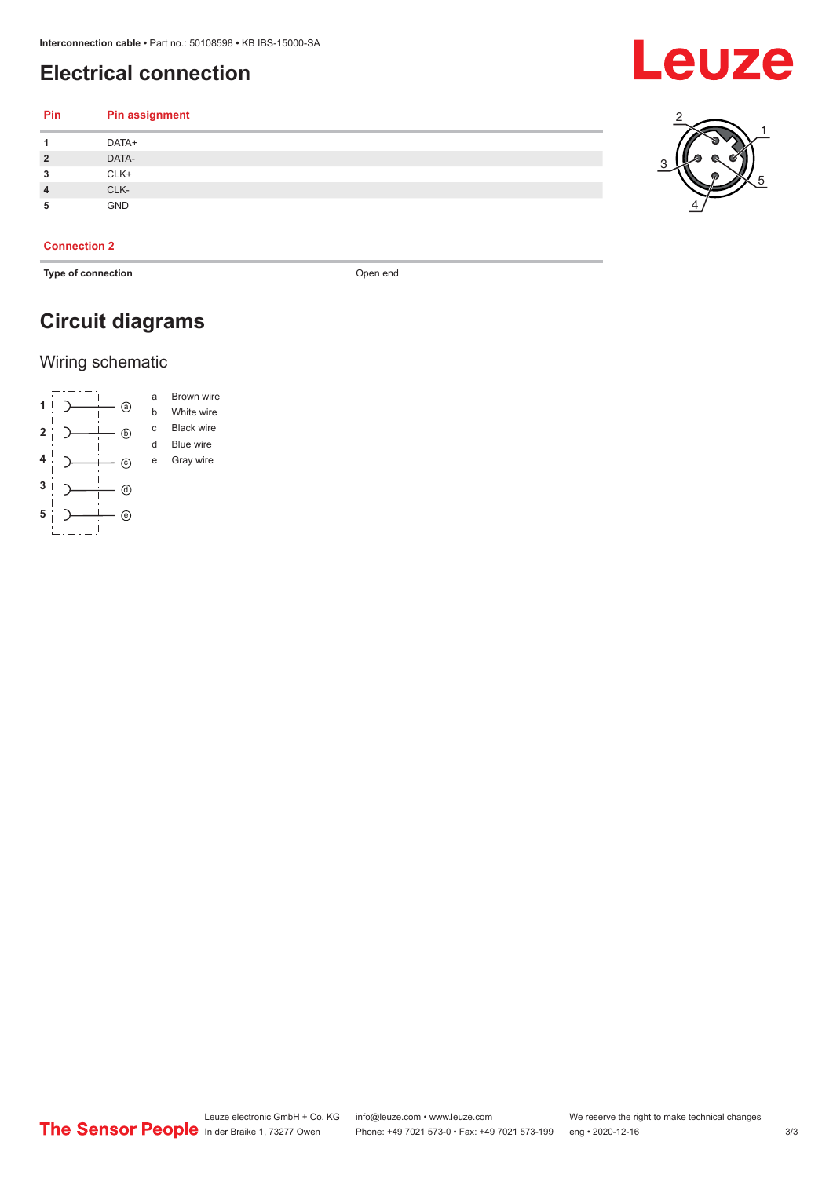# Electrical connection

| Pin | Pin assignment |
|---|---|
| 1 | DATA+ |
| 2 | DATA- |
| 3 | CLK+ |
| 4 | CLK- |
| 5 | GND |

2
1
3
5
4

**Connection 2**

| | |
|---|---|
| **Type of connection** | Open end |

# Circuit diagrams

## Wiring schematic

1
2
4
3
5

a
b
c
d
e

| | |
|---|---|
| a | Brown wire |
| b | White wire |
| c | Black wire |
| d | Blue wire |
| e | Gray wire |